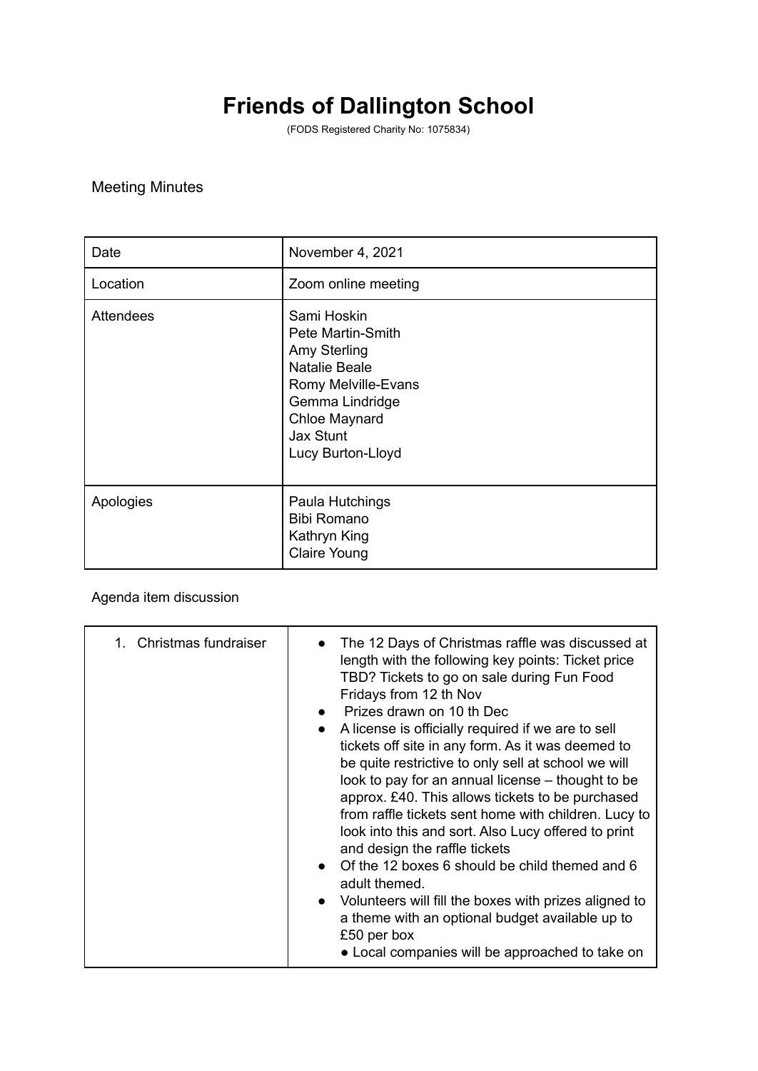# Friends of Dallington School

(FODS Registered Charity No: 1075834)

Meeting Minutes

| | |
|---|---|
| Date | November 4, 2021 |
| Location | Zoom online meeting |
| Attendees | Sami Hoskin<br>Pete Martin-Smith<br>Amy Sterling<br>Natalie Beale<br>Romy Melville-Evans<br>Gemma Lindridge<br>Chloe Maynard<br>Jax Stunt<br>Lucy Burton-Lloyd |
| Apologies | Paula Hutchings<br>Bibi Romano<br>Kathryn King<br>Claire Young |

Agenda item discussion

| | |
|---|---|
| 1. Christmas fundraiser | • The 12 Days of Christmas raffle was discussed at length with the following key points: Ticket price TBD? Tickets to go on sale during Fun Food Fridays from 12 th Nov<br>• Prizes drawn on 10 th Dec<br>• A license is officially required if we are to sell tickets off site in any form. As it was deemed to be quite restrictive to only sell at school we will look to pay for an annual license – thought to be approx. £40. This allows tickets to be purchased from raffle tickets sent home with children. Lucy to look into this and sort. Also Lucy offered to print and design the raffle tickets<br>• Of the 12 boxes 6 should be child themed and 6 adult themed.<br>• Volunteers will fill the boxes with prizes aligned to a theme with an optional budget available up to £50 per box<br>• Local companies will be approached to take on |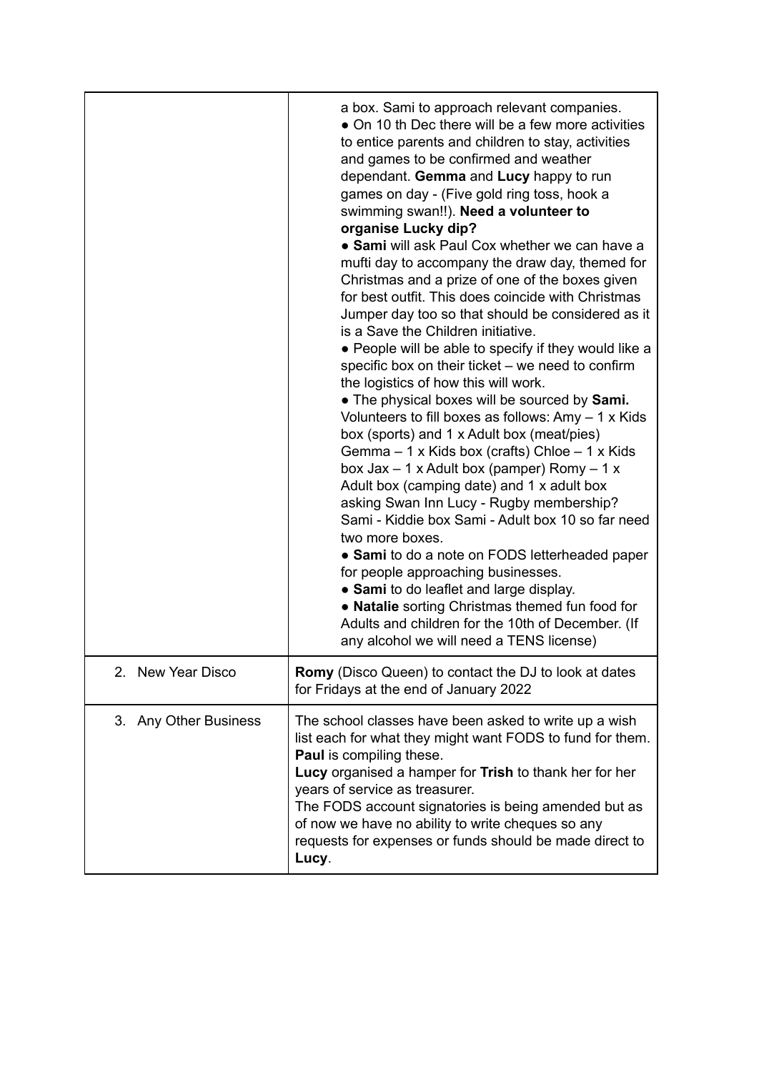| | |
|---|---|
| | a box. Sami to approach relevant companies.<br>● On 10 th Dec there will be a few more activities to entice parents and children to stay, activities and games to be confirmed and weather dependant. **Gemma** and **Lucy** happy to run games on day - (Five gold ring toss, hook a swimming swan!!). **Need a volunteer to organise Lucky dip?**<br>● **Sami** will ask Paul Cox whether we can have a mufti day to accompany the draw day, themed for Christmas and a prize of one of the boxes given for best outfit. This does coincide with Christmas Jumper day too so that should be considered as it is a Save the Children initiative.<br>● People will be able to specify if they would like a specific box on their ticket – we need to confirm the logistics of how this will work.<br>● The physical boxes will be sourced by **Sami.** Volunteers to fill boxes as follows: Amy – 1 x Kids box (sports) and 1 x Adult box (meat/pies) Gemma – 1 x Kids box (crafts) Chloe – 1 x Kids box Jax – 1 x Adult box (pamper) Romy – 1 x Adult box (camping date) and 1 x adult box asking Swan Inn Lucy - Rugby membership? Sami - Kiddie box Sami - Adult box 10 so far need two more boxes.<br>● **Sami** to do a note on FODS letterheaded paper for people approaching businesses.<br>● **Sami** to do leaflet and large display.<br>● **Natalie** sorting Christmas themed fun food for Adults and children for the 10th of December. (If any alcohol we will need a TENS license) |
| 2. New Year Disco | **Romy** (Disco Queen) to contact the DJ to look at dates for Fridays at the end of January 2022 |
| 3. Any Other Business | The school classes have been asked to write up a wish list each for what they might want FODS to fund for them. **Paul** is compiling these.<br>**Lucy** organised a hamper for **Trish** to thank her for her years of service as treasurer.<br>The FODS account signatories is being amended but as of now we have no ability to write cheques so any requests for expenses or funds should be made direct to **Lucy**. |